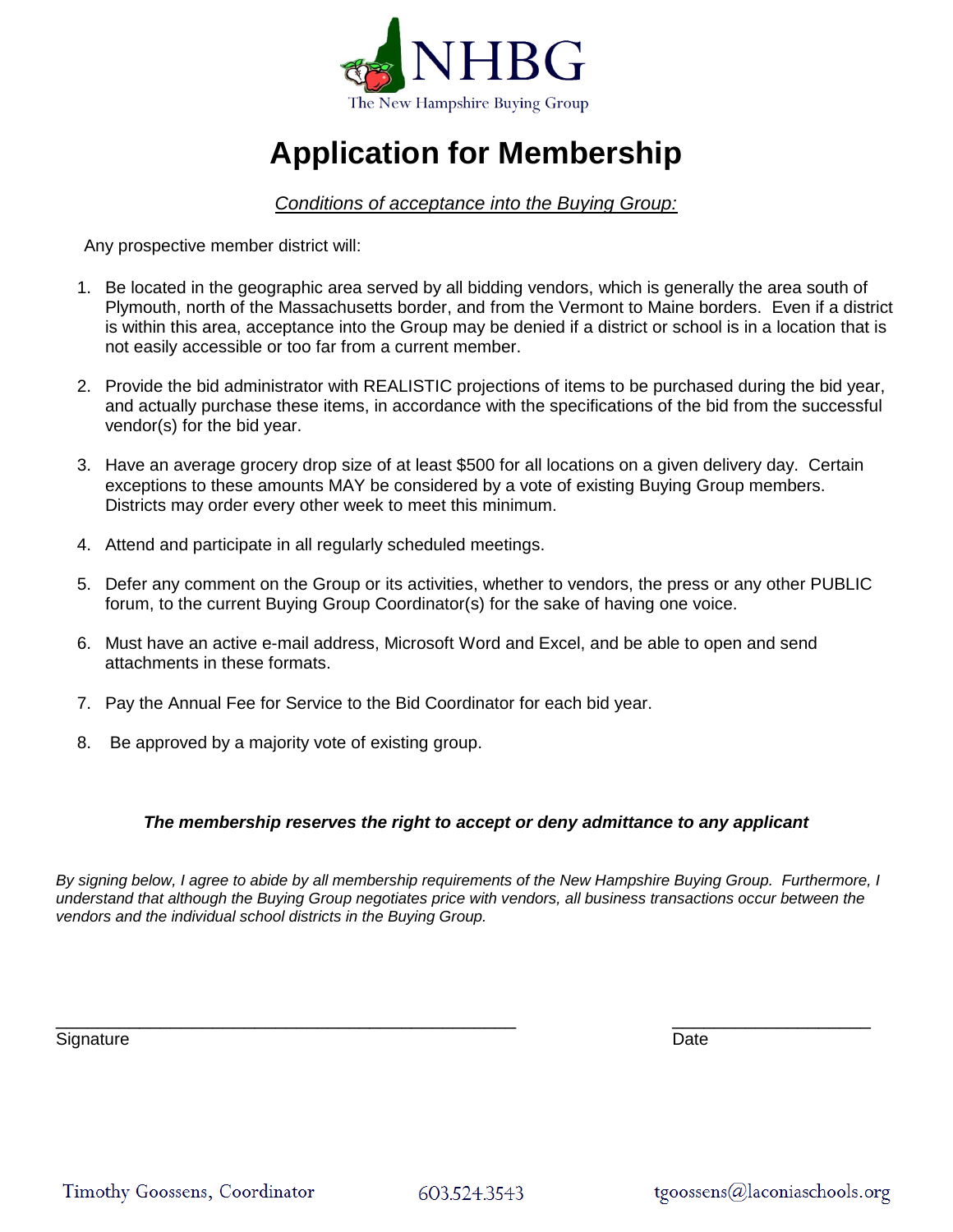NHBG

The New Hampshire Buying Group

# Application for Membership

*Conditions of acceptance into the Buying Group:*

Any prospective member district will:

1. Be located in the geographic area served by all bidding vendors, which is generally the area south of Plymouth, north of the Massachusetts border, and from the Vermont to Maine borders. Even if a district is within this area, acceptance into the Group may be denied if a district or school is in a location that is not easily accessible or too far from a current member.

2. Provide the bid administrator with REALISTIC projections of items to be purchased during the bid year, and actually purchase these items, in accordance with the specifications of the bid from the successful vendor(s) for the bid year.

3. Have an average grocery drop size of at least $500 for all locations on a given delivery day. Certain exceptions to these amounts MAY be considered by a vote of existing Buying Group members. Districts may order every other week to meet this minimum.

4. Attend and participate in all regularly scheduled meetings.

5. Defer any comment on the Group or its activities, whether to vendors, the press or any other PUBLIC forum, to the current Buying Group Coordinator(s) for the sake of having one voice.

6. Must have an active e-mail address, Microsoft Word and Excel, and be able to open and send attachments in these formats.

7. Pay the Annual Fee for Service to the Bid Coordinator for each bid year.

8. Be approved by a majority vote of existing group.

***The membership reserves the right to accept or deny admittance to any applicant***

*By signing below, I agree to abide by all membership requirements of the New Hampshire Buying Group. Furthermore, I understand that although the Buying Group negotiates price with vendors, all business transactions occur between the vendors and the individual school districts in the Buying Group.*

_______________________________________________ Signature

____________________ Date

Timothy Goossens, Coordinator 603.524.3543 tgoossens@laconiaschools.org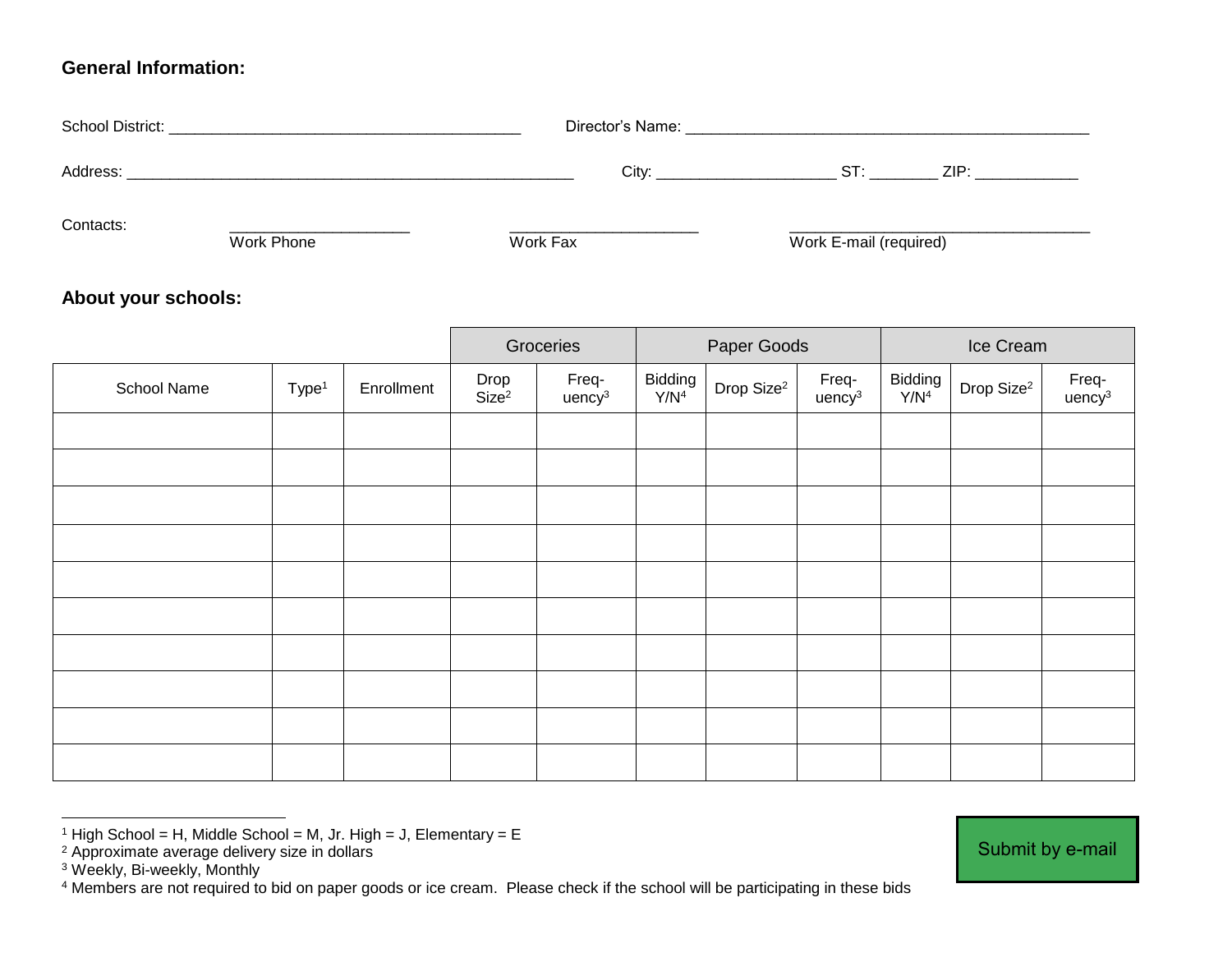**General Information:**

School District: ________________________________________ Director's Name: ______________________________________________

Address: ____________________________________________________ City: ____________________ ST: ________ ZIP: ____________

Contacts: ____________________ ______________________ __________________________________

Work Phone | Work Fax | Work E-mail (required)

**About your schools:**

| | | | Groceries | | Paper Goods | | | Ice Cream | | |
|---|---|---|---|---|---|---|---|---|---|---|
| School Name | Type[1] | Enrollment | Drop Size[2] | Freq-uency[3] | Bidding Y/N[4] | Drop Size[2] | Freq-uency[3] | Bidding Y/N[4] | Drop Size[2] | Freq-uency[3] |
| | | | | | | | | | | |
| | | | | | | | | | | |
| | | | | | | | | | | |
| | | | | | | | | | | |
| | | | | | | | | | | |
| | | | | | | | | | | |
| | | | | | | | | | | |
| | | | | | | | | | | |
| | | | | | | | | | | |
| | | | | | | | | | | |

[1] High School = H, Middle School = M, Jr. High = J, Elementary = E

[2] Approximate average delivery size in dollars

[3] Weekly, Bi-weekly, Monthly

[4] Members are not required to bid on paper goods or ice cream. Please check if the school will be participating in these bids

Submit by e-mail